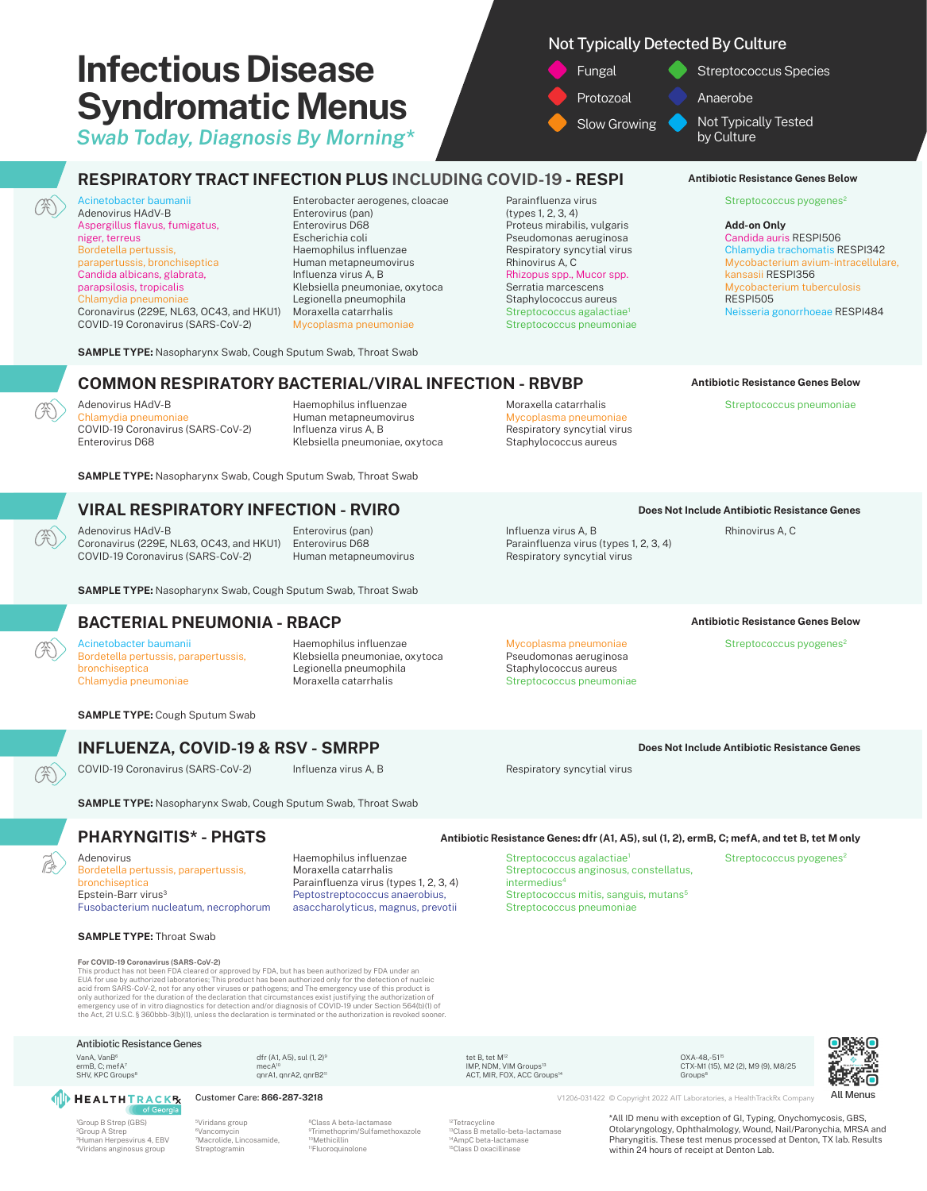# Infectious Disease Syndromatic Menus

*Swab Today, Diagnosis By Morning\**

**Not Typically Detected By Culture**

- Fungal
- Protozoal
- Slow Growing
- Streptococcus Species
- Anaerobe
- Not Typically Tested by Culture

## RESPIRATORY TRACT INFECTION PLUS INCLUDING COVID-19 - RESPI

Acinetobacter baumanii
Adenovirus HAdV-B
Aspergillus flavus, fumigatus, niger, terreus
Bordetella pertussis, parapertussis, bronchiseptica
Candida albicans, glabrata, parapsilosis, tropicalis
Chlamydia pneumoniae
Coronavirus (229E, NL63, OC43, and HKU1)
COVID-19 Coronavirus (SARS-CoV-2)
Enterobacter aerogenes, cloacae
Enterovirus (pan)
Enterovirus D68
Escherichia coli
Haemophilus influenzae
Human metapneumovirus
Influenza virus A, B
Klebsiella pneumoniae, oxytoca
Legionella pneumophila
Moraxella catarrhalis
Mycoplasma pneumoniae
Parainfluenza virus (types 1, 2, 3, 4)
Proteus mirabilis, vulgaris
Pseudomonas aeruginosa
Respiratory syncytial virus
Rhinovirus A, C
Rhizopus spp., Mucor spp.
Serratia marcescens
Staphylococcus aureus
Streptococcus agalactiae[1]
Streptococcus pneumoniae

**Antibiotic Resistance Genes Below**

Streptococcus pyogenes[2]

**Add-on Only**

Candida auris RESPI506
Chlamydia trachomatis RESPI342
Mycobacterium avium-intracellulare, kansasii RESPI356
Mycobacterium tuberculosis RESPI505
Neisseria gonorrhoeae RESPI484

**SAMPLE TYPE:** Nasopharynx Swab, Cough Sputum Swab, Throat Swab

## COMMON RESPIRATORY BACTERIAL/VIRAL INFECTION - RBVBP

Adenovirus HAdV-B
Chlamydia pneumoniae
COVID-19 Coronavirus (SARS-CoV-2)
Enterovirus D68
Haemophilus influenzae
Human metapneumovirus
Influenza virus A, B
Klebsiella pneumoniae, oxytoca
Moraxella catarrhalis
Mycoplasma pneumoniae
Respiratory syncytial virus
Staphylococcus aureus

**Antibiotic Resistance Genes Below**

Streptococcus pneumoniae

**SAMPLE TYPE:** Nasopharynx Swab, Cough Sputum Swab, Throat Swab

## VIRAL RESPIRATORY INFECTION - RVIRO

Adenovirus HAdV-B
Coronavirus (229E, NL63, OC43, and HKU1)
COVID-19 Coronavirus (SARS-CoV-2)
Enterovirus (pan)
Enterovirus D68
Human metapneumovirus
Influenza virus A, B
Parainfluenza virus (types 1, 2, 3, 4)
Respiratory syncytial virus
Rhinovirus A, C

**Does Not Include Antibiotic Resistance Genes**

**SAMPLE TYPE:** Nasopharynx Swab, Cough Sputum Swab, Throat Swab

## BACTERIAL PNEUMONIA - RBACP

Acinetobacter baumanii
Bordetella pertussis, parapertussis, bronchiseptica
Chlamydia pneumoniae
Haemophilus influenzae
Klebsiella pneumoniae, oxytoca
Legionella pneumophila
Moraxella catarrhalis
Mycoplasma pneumoniae
Pseudomonas aeruginosa
Staphylococcus aureus
Streptococcus pneumoniae

**Antibiotic Resistance Genes Below**

Streptococcus pyogenes[2]

**SAMPLE TYPE:** Cough Sputum Swab

## INFLUENZA, COVID-19 & RSV - SMRPP

COVID-19 Coronavirus (SARS-CoV-2)
Influenza virus A, B
Respiratory syncytial virus

**Does Not Include Antibiotic Resistance Genes**

**SAMPLE TYPE:** Nasopharynx Swab, Cough Sputum Swab, Throat Swab

## PHARYNGITIS* - PHGTS

**Antibiotic Resistance Genes: dfr (A1, A5), sul (1, 2), ermB, C; mefA, and tet B, tet M only**

Adenovirus
Bordetella pertussis, parapertussis, bronchiseptica
Epstein-Barr virus[3]
Fusobacterium nucleatum, necrophorum
Haemophilus influenzae
Moraxella catarrhalis
Parainfluenza virus (types 1, 2, 3, 4)
Peptostreptococcus anaerobius, asaccharolyticus, magnus, prevotii
Streptococcus agalactiae[1]
Streptococcus anginosus, constellatus, intermedius[4]
Streptococcus mitis, sanguis, mutans[5]
Streptococcus pneumoniae
Streptococcus pyogenes[2]

**SAMPLE TYPE:** Throat Swab

**For COVID-19 Coronavirus (SARS-CoV-2)**
This product has not been FDA cleared or approved by FDA, but has been authorized by FDA under an EUA for use by authorized laboratories; This product has been authorized only for the detection of nucleic acid from SARS-CoV-2, not for any other viruses or pathogens; and The emergency use of this product is only authorized for the duration of the declaration that circumstances exist justifying the authorization of emergency use of in vitro diagnostics for detection and/or diagnosis of COVID-19 under Section 564(b)(1) of the Act, 21 U.S.C. § 360bbb-3(b)(1), unless the declaration is terminated or the authorization is revoked sooner.

### Antibiotic Resistance Genes

VanA, VanB[6]
ermB, C; mefA[7]
SHV, KPC Groups[8]
dfr (A1, A5), sul (1, 2)[9]
mecA[10]
qnrA1, qnrA2, qnrB[11]
tet B, tet M[12]
IMP, NDM, VIM Groups[13]
ACT, MIR, FOX, ACC Groups[14]
OXA-48,-51[15]
CTX-M1 (15), M2 (2), M9 (9), M8/25 Groups[8]

All Menus

HEALTHTRACKRx of Georgia

Customer Care: 866-287-3218

V1206-031422 © Copyright 2022 AIT Laboratories, a HealthTrackRx Company

[1]Group B Strep (GBS)
[2]Group A Strep
[3]Human Herpesvirus 4, EBV
[4]Viridans anginosus group
[5]Viridans group
[6]Vancomycin
[7]Macrolide, Lincosamide, Streptogramin
[8]Class A beta-lactamase
[9]Trimethoprim/Sulfamethoxazole
[10]Methicillin
[11]Fluoroquinolone
[12]Tetracycline
[13]Class B metallo-beta-lactamase
[14]AmpC beta-lactamase
[15]Class D oxacillinase

\*All ID menu with exception of GI, Typing, Onychomycosis, GBS, Otolaryngology, Ophthalmology, Wound, Nail/Paronychia, MRSA and Pharyngitis. These test menus processed at Denton, TX lab. Results within 24 hours of receipt at Denton Lab.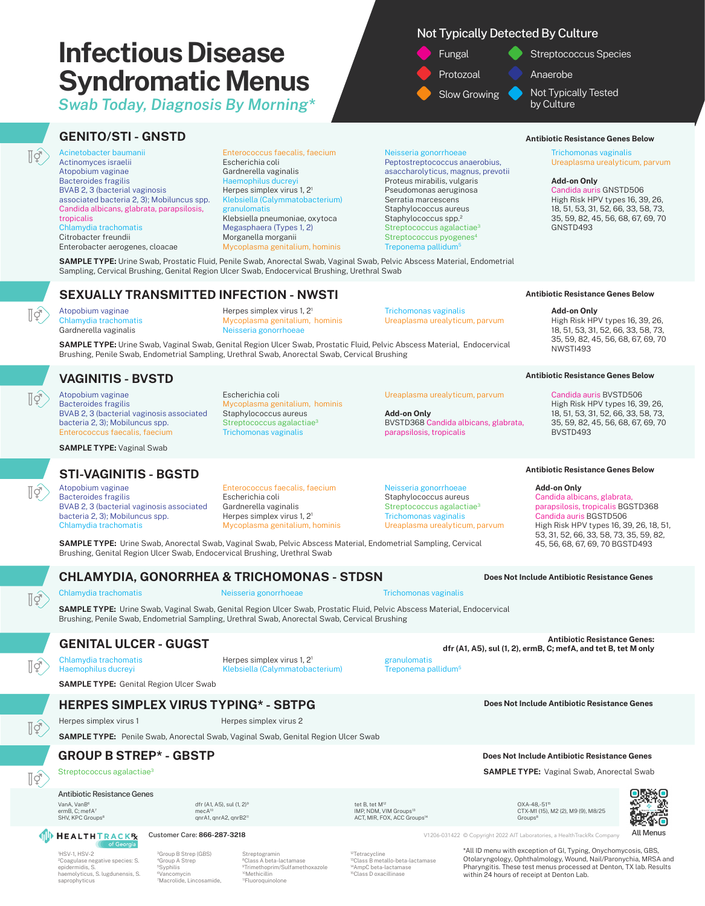# Infectious Disease Syndromatic Menus

*Swab Today, Diagnosis By Morning**

**Not Typically Detected By Culture**

- Fungal
- Protozoal
- Slow Growing
- Streptococcus Species
- Anaerobe
- Not Typically Tested by Culture

## GENITO/STI - GNSTD

**Antibiotic Resistance Genes Below**

Acinetobacter baumanii
Actinomyces israelii
Atopobium vaginae
Bacteroides fragilis
BVAB 2, 3 (bacterial vaginosis associated bacteria 2, 3); Mobiluncus spp.
Candida albicans, glabrata, parapsilosis, tropicalis
Chlamydia trachomatis
Citrobacter freundii
Enterobacter aerogenes, cloacae
Enterococcus faecalis, faecium
Escherichia coli
Gardnerella vaginalis
Haemophilus ducreyi
Herpes simplex virus 1, 2[1]
Klebsiella (Calymmatobacterium) granulomatis
Klebsiella pneumoniae, oxytoca
Megasphaera (Types 1, 2)
Morganella morganii
Mycoplasma genitalium, hominis
Neisseria gonorrhoeae
Peptostreptococcus anaerobius, asaccharolyticus, magnus, prevotii
Proteus mirabilis, vulgaris
Pseudomonas aeruginosa
Serratia marcescens
Staphylococcus aureus
Staphylococcus spp.[2]
Streptococcus agalactiae[3]
Streptococcus pyogenes[4]
Treponema pallidum[5]
Trichomonas vaginalis
Ureaplasma urealyticum, parvum

**Add-on Only**
Candida auris GNSTD506
High Risk HPV types 16, 39, 26, 18, 51, 53, 31, 52, 66, 33, 58, 73, 35, 59, 82, 45, 56, 68, 67, 69, 70 GNSTD493

**SAMPLE TYPE:** Urine Swab, Prostatic Fluid, Penile Swab, Anorectal Swab, Vaginal Swab, Pelvic Abscess Material, Endometrial Sampling, Cervical Brushing, Genital Region Ulcer Swab, Endocervical Brushing, Urethral Swab

## SEXUALLY TRANSMITTED INFECTION - NWSTI

**Antibiotic Resistance Genes Below**

Atopobium vaginae
Chlamydia trachomatis
Gardnerella vaginalis
Herpes simplex virus 1, 2[1]
Mycoplasma genitalium, hominis
Neisseria gonorrhoeae
Trichomonas vaginalis
Ureaplasma urealyticum, parvum

**Add-on Only**
High Risk HPV types 16, 39, 26, 18, 51, 53, 31, 52, 66, 33, 58, 73, 35, 59, 82, 45, 56, 68, 67, 69, 70 NWSTI493

**SAMPLE TYPE:** Urine Swab, Vaginal Swab, Genital Region Ulcer Swab, Prostatic Fluid, Pelvic Abscess Material, Endocervical Brushing, Penile Swab, Endometrial Sampling, Urethral Swab, Anorectal Swab, Cervical Brushing

## VAGINITIS - BVSTD

**Antibiotic Resistance Genes Below**

Atopobium vaginae
Bacteroides fragilis
BVAB 2, 3 (bacterial vaginosis associated bacteria 2, 3); Mobiluncus spp.
Enterococcus faecalis, faecium
Escherichia coli
Mycoplasma genitalium, hominis
Staphylococcus aureus
Streptococcus agalactiae[3]
Trichomonas vaginalis
Ureaplasma urealyticum, parvum

**Add-on Only**
BVSTD368 Candida albicans, glabrata, parapsilosis, tropicalis
Candida auris BVSTD506
High Risk HPV types 16, 39, 26, 18, 51, 53, 31, 52, 66, 33, 58, 73, 35, 59, 82, 45, 56, 68, 67, 69, 70 BVSTD493

**SAMPLE TYPE:** Vaginal Swab

## STI-VAGINITIS - BGSTD

**Antibiotic Resistance Genes Below**

Atopobium vaginae
Bacteroides fragilis
BVAB 2, 3 (bacterial vaginosis associated bacteria 2, 3); Mobiluncus spp.
Chlamydia trachomatis
Enterococcus faecalis, faecium
Escherichia coli
Gardnerella vaginalis
Herpes simplex virus 1, 2[1]
Mycoplasma genitalium, hominis
Neisseria gonorrhoeae
Staphylococcus aureus
Streptococcus agalactiae[3]
Trichomonas vaginalis
Ureaplasma urealyticum, parvum

**Add-on Only**
Candida albicans, glabrata, parapsilosis, tropicalis BGSTD368
Candida auris BGSTD506
High Risk HPV types 16, 39, 26, 18, 51, 53, 31, 52, 66, 33, 58, 73, 35, 59, 82, 45, 56, 68, 67, 69, 70 BGSTD493

**SAMPLE TYPE:** Urine Swab, Anorectal Swab, Vaginal Swab, Pelvic Abscess Material, Endometrial Sampling, Cervical Brushing, Genital Region Ulcer Swab, Endocervical Brushing, Urethral Swab

## CHLAMYDIA, GONORRHEA & TRICHOMONAS - STDSN

**Does Not Include Antibiotic Resistance Genes**

Chlamydia trachomatis
Neisseria gonorrhoeae
Trichomonas vaginalis

**SAMPLE TYPE:** Urine Swab, Vaginal Swab, Genital Region Ulcer Swab, Prostatic Fluid, Pelvic Abscess Material, Endocervical Brushing, Penile Swab, Endometrial Sampling, Urethral Swab, Anorectal Swab, Cervical Brushing

## GENITAL ULCER - GUGST

**Antibiotic Resistance Genes: dfr (A1, A5), sul (1, 2), ermB, C; mefA, and tet B, tet M only**

Chlamydia trachomatis
Haemophilus ducreyi
Herpes simplex virus 1, 2[1]
Klebsiella (Calymmatobacterium) granulomatis
Treponema pallidum[5]

**SAMPLE TYPE:** Genital Region Ulcer Swab

## HERPES SIMPLEX VIRUS TYPING* - SBTPG

**Does Not Include Antibiotic Resistance Genes**

Herpes simplex virus 1
Herpes simplex virus 2

**SAMPLE TYPE:** Penile Swab, Anorectal Swab, Vaginal Swab, Genital Region Ulcer Swab

## GROUP B STREP* - GBSTP

**Does Not Include Antibiotic Resistance Genes**

Streptococcus agalactiae[3]

**SAMPLE TYPE:** Vaginal Swab, Anorectal Swab

**Antibiotic Resistance Genes**

VanA, VanB[6]
ermB, C; mefA[7]
SHV, KPC Groups[8]
dfr (A1, A5), sul (1, 2)[9]
mecA[10]
qnrA1, qnrA2, qnrB[11]
tet B, tet M[12]
IMP, NDM, VIM Groups[13]
ACT, MIR, FOX, ACC Groups[14]
OXA-48,-51[15]
CTX-M1 (15), M2 (2), M9 (9), M8/25 Groups[8]

All Menus

HEALTHTRACKRx of Georgia

Customer Care: 866-287-3218

V1206-031422 © Copyright 2022 AIT Laboratories, a HealthTrackRx Company

[1]HSV-1, HSV-2
[2]Coagulase negative species: S. epidermidis, S. haemolyticus, S. lugdunensis, S. saprophyticus
[3]Group B Strep (GBS)
[4]Group A Strep
[5]Syphilis
[6]Vancomycin
[7]Macrolide, Lincosamide, Streptogramin
[8]Class A beta-lactamase
[9]Trimethoprim/Sulfamethoxazole
[10]Methicillin
[11]Fluoroquinolone
[12]Tetracycline
[13]Class B metallo-beta-lactamase
[14]AmpC beta-lactamase
[15]Class D oxacillinase

*All ID menu with exception of GI, Typing, Onychomycosis, GBS, Otolaryngology, Ophthalmology, Wound, Nail/Paronychia, MRSA and Pharyngitis. These test menus processed at Denton, TX lab. Results within 24 hours of receipt at Denton Lab.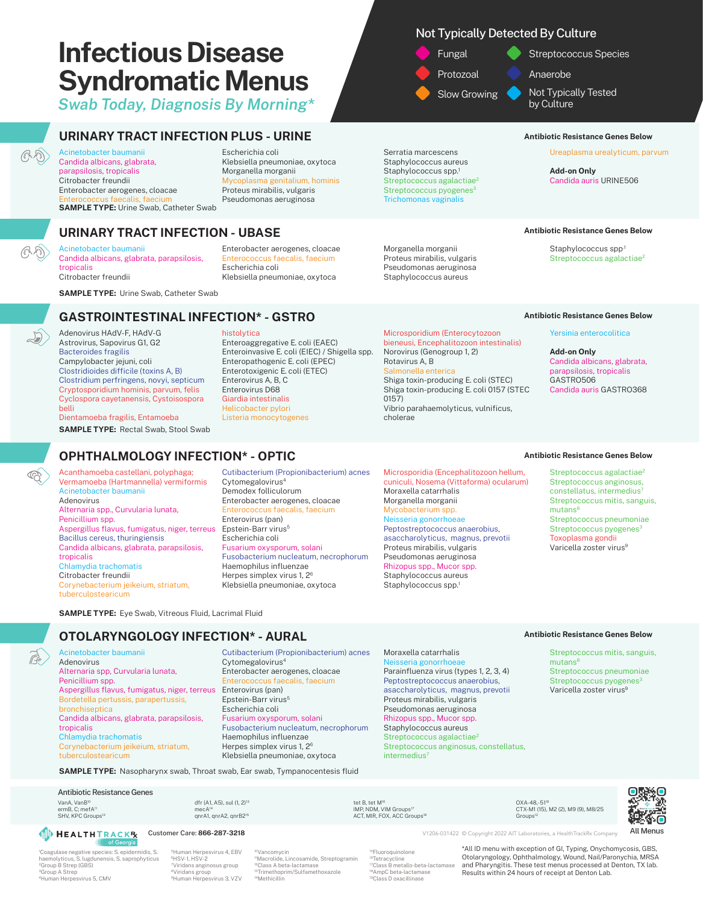# Infectious Disease Syndromatic Menus

*Swab Today, Diagnosis By Morning**

**Not Typically Detected By Culture**

- Fungal
- Protozoal
- Slow Growing
- Streptococcus Species
- Anaerobe
- Not Typically Tested by Culture

## URINARY TRACT INFECTION PLUS - URINE

Acinetobacter baumanii
Candida albicans, glabrata, parapsilosis, tropicalis
Citrobacter freundii
Enterobacter aerogenes, cloacae
Enterococcus faecalis, faecium
Escherichia coli
Klebsiella pneumoniae, oxytoca
Morganella morganii
Mycoplasma genitalium, hominis
Proteus mirabilis, vulgaris
Pseudomonas aeruginosa
Serratia marcescens
Staphylococcus aureus
Staphylococcus spp.[1]
Streptococcus agalactiae[2]
Streptococcus pyogenes[3]
Trichomonas vaginalis
Ureaplasma urealyticum, parvum

**SAMPLE TYPE:** Urine Swab, Catheter Swab

**Antibiotic Resistance Genes Below**

**Add-on Only**
Candida auris URINE506

## URINARY TRACT INFECTION - UBASE

Acinetobacter baumanii
Candida albicans, glabrata, parapsilosis, tropicalis
Citrobacter freundii
Enterobacter aerogenes, cloacae
Enterococcus faecalis, faecium
Escherichia coli
Klebsiella pneumoniae, oxytoca
Morganella morganii
Proteus mirabilis, vulgaris
Pseudomonas aeruginosa
Staphylococcus aureus
Staphylococcus spp[1]
Streptococcus agalactiae[2]

**SAMPLE TYPE:** Urine Swab, Catheter Swab

**Antibiotic Resistance Genes Below**

## GASTROINTESTINAL INFECTION* - GSTRO

Adenovirus HAdV-F, HAdV-G
Astrovirus, Sapovirus G1, G2
Bacteroides fragilis
Campylobacter jejuni, coli
Clostridioides difficile (toxins A, B)
Clostridium perfringens, novyi, septicum
Cryptosporidium hominis, parvum, felis
Cyclospora cayetanensis, Cystoisospora belli
Dientamoeba fragilis, Entamoeba histolytica
Enteroaggregative E. coli (EAEC)
Enteroinvasive E. coli (EIEC) / Shigella spp.
Enteropathogenic E. coli (EPEC)
Enterotoxigenic E. coli (ETEC)
Enterovirus A, B, C
Enterovirus D68
Giardia intestinalis
Helicobacter pylori
Listeria monocytogenes
Microsporidium (Enterocytozoon bieneusi, Encephalitozoon intestinalis)
Norovirus (Genogroup 1, 2)
Rotavirus A, B
Salmonella enterica
Shiga toxin-producing E. coli (STEC)
Shiga toxin-producing E. coli 0157 (STEC 0157)
Vibrio parahaemolyticus, vulnificus, cholerae
Yersinia enterocolitica

**SAMPLE TYPE:** Rectal Swab, Stool Swab

**Antibiotic Resistance Genes Below**

**Add-on Only**
Candida albicans, glabrata, parapsilosis, tropicalis GASTRO506
Candida auris GASTRO368

## OPHTHALMOLOGY INFECTION* - OPTIC

Acanthamoeba castellani, polyphaga; Vermamoeba (Hartmannella) vermiformis
Acinetobacter baumanii
Adenovirus
Alternaria spp., Curvularia lunata, Penicillium spp.
Aspergillus flavus, fumigatus, niger, terreus
Bacillus cereus, thuringiensis
Candida albicans, glabrata, parapsilosis, tropicalis
Chlamydia trachomatis
Citrobacter freundii
Corynebacterium jeikeium, striatum, tuberculostearicum
Cutibacterium (Propionibacterium) acnes
Cytomegalovirus[4]
Demodex folliculorum
Enterobacter aerogenes, cloacae
Enterococcus faecalis, faecium
Enterovirus (pan)
Epstein-Barr virus[5]
Escherichia coli
Fusarium oxysporum, solani
Fusobacterium nucleatum, necrophorum
Haemophilus influenzae
Herpes simplex virus 1, 2[6]
Klebsiella pneumoniae, oxytoca
Microsporidia (Encephalitozoon hellum, cuniculi, Nosema (Vittaforma) ocularum)
Moraxella catarrhalis
Morganella morganii
Mycobacterium spp.
Neisseria gonorrhoeae
Peptostreptococcus anaerobius, asaccharolyticus, magnus, prevotii
Proteus mirabilis, vulgaris
Pseudomonas aeruginosa
Rhizopus spp., Mucor spp.
Staphylococcus aureus
Staphylococcus spp.[1]
Streptococcus agalactiae[2]
Streptococcus anginosus, constellatus, intermedius[7]
Streptococcus mitis, sanguis, mutans[8]
Streptococcus pneumoniae
Streptococcus pyogenes[3]
Toxoplasma gondii
Varicella zoster virus[9]

**SAMPLE TYPE:** Eye Swab, Vitreous Fluid, Lacrimal Fluid

**Antibiotic Resistance Genes Below**

## OTOLARYNGOLOGY INFECTION* - AURAL

Acinetobacter baumanii
Adenovirus
Alternaria spp, Curvularia lunata, Penicillium spp.
Aspergillus flavus, fumigatus, niger, terreus
Bordetella pertussis, parapertussis, bronchiseptica
Candida albicans, glabrata, parapsilosis, tropicalis
Chlamydia trachomatis
Corynebacterium jeikeium, striatum, tuberculostearicum
Cutibacterium (Propionibacterium) acnes
Cytomegalovirus[4]
Enterobacter aerogenes, cloacae
Enterococcus faecalis, faecium
Enterovirus (pan)
Epstein-Barr virus[5]
Escherichia coli
Fusarium oxysporum, solani
Fusobacterium nucleatum, necrophorum
Haemophilus influenzae
Herpes simplex virus 1, 2[6]
Klebsiella pneumoniae, oxytoca
Moraxella catarrhalis
Neisseria gonorrhoeae
Parainfluenza virus (types 1, 2, 3, 4)
Peptostreptococcus anaerobius, asaccharolyticus, magnus, prevotii
Proteus mirabilis, vulgaris
Pseudomonas aeruginosa
Rhizopus spp., Mucor spp.
Staphylococcus aureus
Streptococcus agalactiae[2]
Streptococcus anginosus, constellatus, intermedius[7]
Streptococcus mitis, sanguis, mutans[8]
Streptococcus pneumoniae
Streptococcus pyogenes[3]
Varicella zoster virus[9]

**SAMPLE TYPE:** Nasopharynx swab, Throat swab, Ear swab, Tympanocentesis fluid

**Antibiotic Resistance Genes Below**

### Antibiotic Resistance Genes

VanA, VanB[10]
ermB, C; mefA[11]
SHV, KPC Groups[12]
dfr (A1, A5), sul (1, 2)[13]
mecA[14]
qnrA1, qnrA2, qnrB2[15]
tet B, tet M[16]
IMP, NDM, VIM Groups[17]
ACT, MIR, FOX, ACC Groups[18]
OXA-48,-51[19]
CTX-M1 (15), M2 (2), M9 (9), M8/25 Groups[12]

All Menus

HEALTHTRACKRx of Georgia

Customer Care: 866-287-3218

V1206-031422 © Copyright 2022 AIT Laboratories, a HealthTrackRx Company

[1]Coagulase negative species: S. epidermidis, S. haemolyticus, S. lugdunensis, S. saprophyticus
[2]Group B Strep (GBS)
[3]Group A Strep
[4]Human Herpesvirus 5, CMV
[5]Human Herpesvirus 4, EBV
[6]HSV-1, HSV-2
[7]Viridans anginosus group
[8]Viridans group
[9]Human Herpesvirus 3, VZV
[10]Vancomycin
[11]Macrolide, Lincosamide, Streptogramin
[12]Class A beta-lactamase
[13]Trimethoprim/Sulfamethoxazole
[14]Methicillin
[15]Fluoroquinolone
[16]Tetracycline
[17]Class B metallo-beta-lactamase
[18]AmpC beta-lactamase
[19]Class D oxacillinase

*All ID menu with exception of GI, Typing, Onychomycosis, GBS, Otolaryngology, Ophthalmology, Wound, Nail/Paronychia, MRSA and Pharyngitis. These test menus processed at Denton, TX lab. Results within 24 hours of receipt at Denton Lab.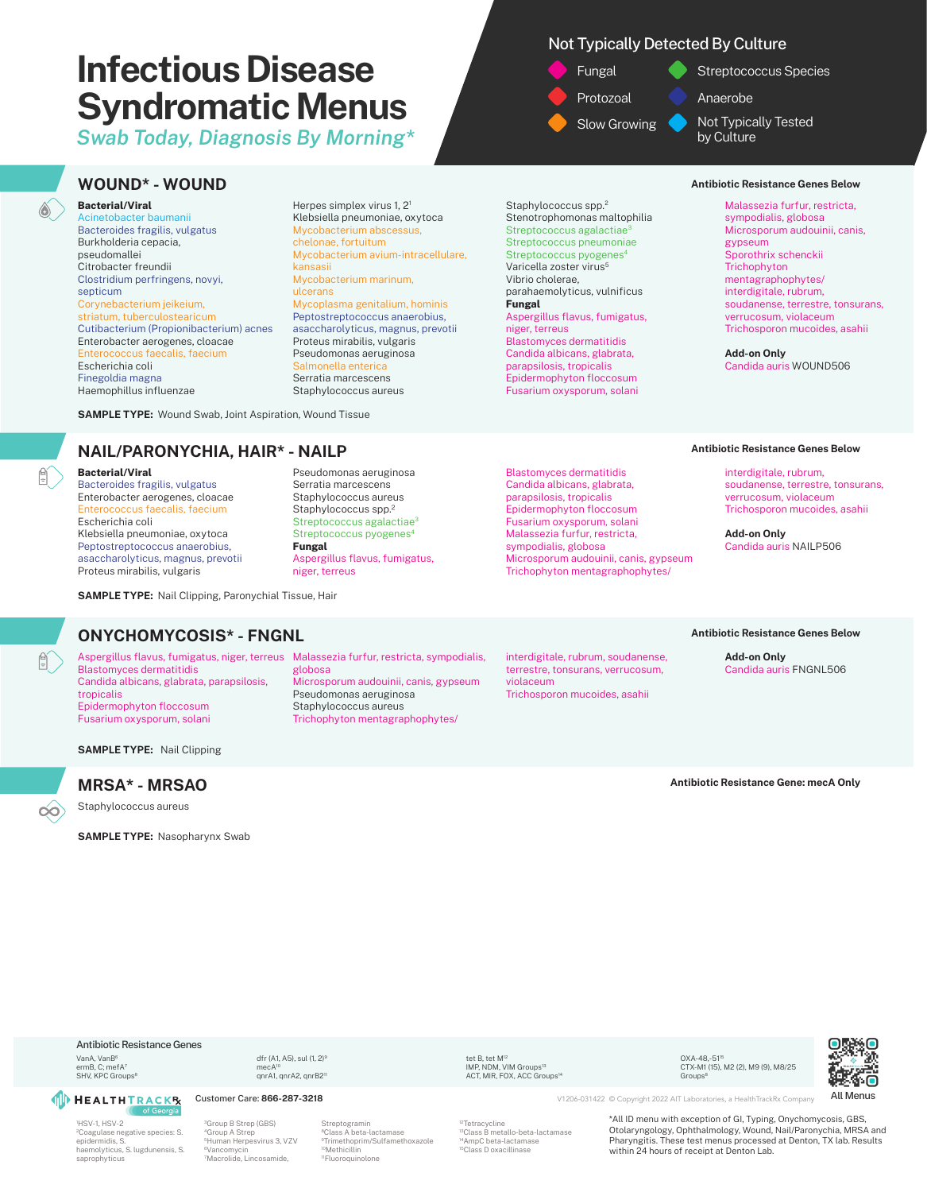# Infectious Disease Syndromatic Menus

*Swab Today, Diagnosis By Morning**

**Not Typically Detected By Culture**

- Fungal
- Protozoal
- Slow Growing
- Streptococcus Species
- Anaerobe
- Not Typically Tested by Culture

## WOUND* - WOUND

**Antibiotic Resistance Genes Below**

**Bacterial/Viral**

Acinetobacter baumanii
Bacteroides fragilis, vulgatus
Burkholderia cepacia, pseudomallei
Citrobacter freundii
Clostridium perfringens, novyi, septicum
Corynebacterium jeikeium, striatum, tuberculostearicum
Cutibacterium (Propionibacterium) acnes
Enterobacter aerogenes, cloacae
Enterococcus faecalis, faecium
Escherichia coli
Finegoldia magna
Haemophillus influenzae
Herpes simplex virus 1, 2[1]
Klebsiella pneumoniae, oxytoca
Mycobacterium abscessus, chelonae, fortuitum
Mycobacterium avium-intracellulare, kansasii
Mycobacterium marinum, ulcerans
Mycoplasma genitalium, hominis
Peptostreptococcus anaerobius, asaccharolyticus, magnus, prevotii
Proteus mirabilis, vulgaris
Pseudomonas aeruginosa
Salmonella enterica
Serratia marcescens
Staphylococcus aureus
Staphylococcus spp.[2]
Stenotrophomonas maltophilia
Streptococcus agalactiae[3]
Streptococcus pneumoniae
Streptococcus pyogenes[4]
Varicella zoster virus[5]
Vibrio cholerae, parahaemolyticus, vulnificus

**Fungal**

Aspergillus flavus, fumigatus, niger, terreus
Blastomyces dermatitidis
Candida albicans, glabrata, parapsilosis, tropicalis
Epidermophyton floccosum
Fusarium oxysporum, solani
Malassezia furfur, restricta, sympodialis, globosa
Microsporum audouinii, canis, gypseum
Sporothrix schenckii
Trichophyton mentagraphophytes/ interdigitale, rubrum, soudanense, terrestre, tonsurans, verrucosum, violaceum
Trichosporon mucoides, asahii

**Add-on Only**

Candida auris WOUND506

**SAMPLE TYPE:** Wound Swab, Joint Aspiration, Wound Tissue

## NAIL/PARONYCHIA, HAIR* - NAILP

**Antibiotic Resistance Genes Below**

**Bacterial/Viral**

Bacteroides fragilis, vulgatus
Enterobacter aerogenes, cloacae
Enterococcus faecalis, faecium
Escherichia coli
Klebsiella pneumoniae, oxytoca
Peptostreptococcus anaerobius, asaccharolyticus, magnus, prevotii
Proteus mirabilis, vulgaris
Pseudomonas aeruginosa
Serratia marcescens
Staphylococcus aureus
Staphylococcus spp.[2]
Streptococcus agalactiae[3]
Streptococcus pyogenes[4]

**Fungal**

Aspergillus flavus, fumigatus, niger, terreus
Blastomyces dermatitidis
Candida albicans, glabrata, parapsilosis, tropicalis
Epidermophyton floccosum
Fusarium oxysporum, solani
Malassezia furfur, restricta, sympodialis, globosa
Microsporum audouinii, canis, gypseum
Trichophyton mentagraphophytes/ interdigitale, rubrum, soudanense, terrestre, tonsurans, verrucosum, violaceum
Trichosporon mucoides, asahii

**Add-on Only**

Candida auris NAILP506

**SAMPLE TYPE:** Nail Clipping, Paronychial Tissue, Hair

## ONYCHOMYCOSIS* - FNGNL

**Antibiotic Resistance Genes Below**

Aspergillus flavus, fumigatus, niger, terreus
Blastomyces dermatitidis
Candida albicans, glabrata, parapsilosis, tropicalis
Epidermophyton floccosum
Fusarium oxysporum, solani
Malassezia furfur, restricta, sympodialis, globosa
Microsporum audouinii, canis, gypseum
Pseudomonas aeruginosa
Staphylococcus aureus
Trichophyton mentagraphophytes/ interdigitale, rubrum, soudanense, terrestre, tonsurans, verrucosum, violaceum
Trichosporon mucoides, asahii

**Add-on Only**

Candida auris FNGNL506

**SAMPLE TYPE:** Nail Clipping

## MRSA* - MRSAO

**Antibiotic Resistance Gene: mecA Only**

Staphylococcus aureus

**SAMPLE TYPE:** Nasopharynx Swab

---

**Antibiotic Resistance Genes**

VanA, VanB[6]
ermB, C; mefA[7]
SHV, KPC Groups[8]
dfr (A1, A5), sul (1, 2)[9]
mecA[10]
qnrA1, qnrA2, qnrB2[11]
tet B, tet M[12]
IMP, NDM, VIM Groups[13]
ACT, MIR, FOX, ACC Groups[14]
OXA-48,-51[15]
CTX-M1 (15), M2 (2), M9 (9), M8/25 Groups[8]

All Menus

HEALTHTRACKRx of Georgia

Customer Care: 866-287-3218

V1206-031422 © Copyright 2022 AIT Laboratories, a HealthTrackRx Company

[1]HSV-1, HSV-2
[2]Coagulase negative species: S. epidermidis, S. haemolyticus, S. lugdunensis, S. saprophyticus
[3]Group B Strep (GBS)
[4]Group A Strep
[5]Human Herpesvirus 3, VZV
[6]Vancomycin
[7]Macrolide, Lincosamide, Streptogramin
[8]Class A beta-lactamase
[9]Trimethoprim/Sulfamethoxazole
[10]Methicillin
[11]Fluoroquinolone
[12]Tetracycline
[13]Class B metallo-beta-lactamase
[14]AmpC beta-lactamase
[15]Class D oxacillinase

*All ID menu with exception of GI, Typing, Onychomycosis, GBS, Otolaryngology, Ophthalmology, Wound, Nail/Paronychia, MRSA and Pharyngitis. These test menus processed at Denton, TX lab. Results within 24 hours of receipt at Denton Lab.